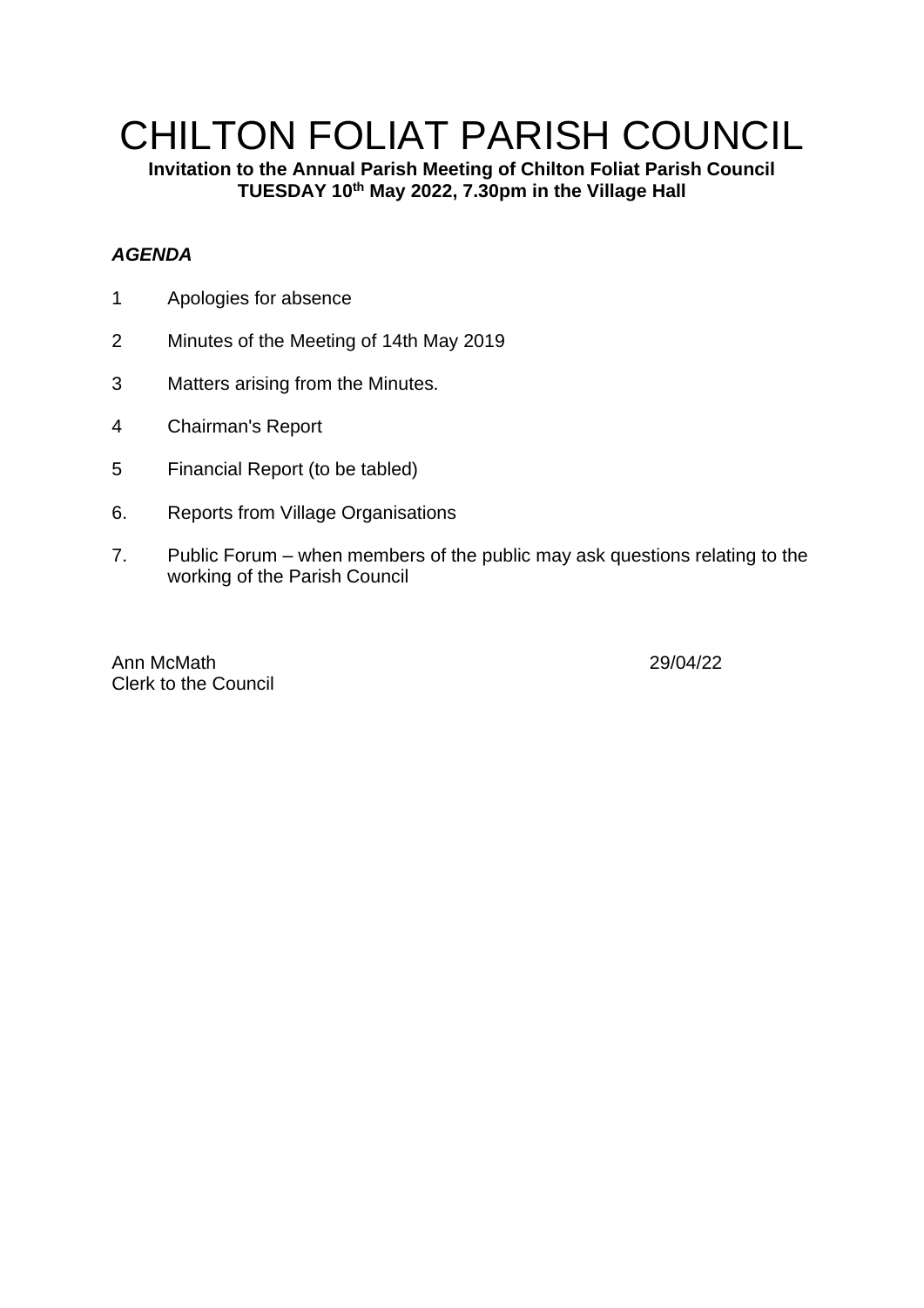# CHILTON FOLIAT PARISH COUNCIL

**Invitation to the Annual Parish Meeting of Chilton Foliat Parish Council**
**TUESDAY 10th May 2022, 7.30pm in the Village Hall**

***AGENDA***

1 Apologies for absence

2 Minutes of the Meeting of 14th May 2019

3 Matters arising from the Minutes.

4 Chairman's Report

5 Financial Report (to be tabled)

6. Reports from Village Organisations

7. Public Forum – when members of the public may ask questions relating to the working of the Parish Council

Ann McMath 29/04/22
Clerk to the Council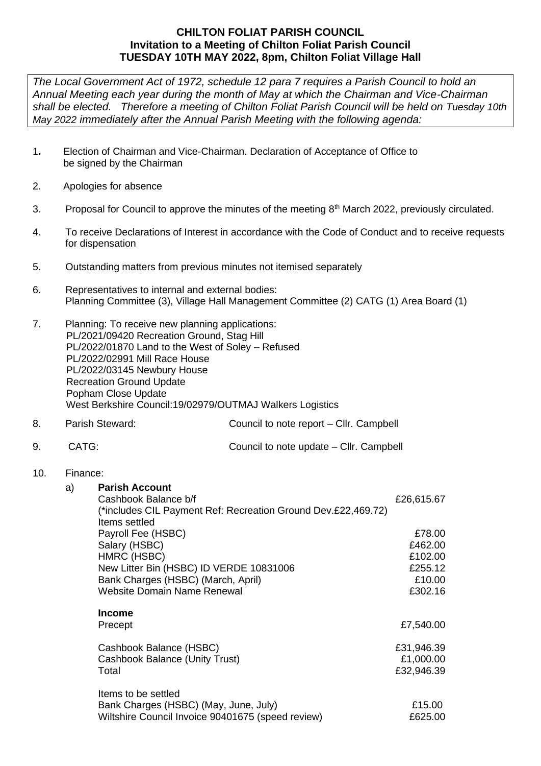**CHILTON FOLIAT PARISH COUNCIL**
**Invitation to a Meeting of Chilton Foliat Parish Council**
**TUESDAY 10TH MAY 2022, 8pm, Chilton Foliat Village Hall**

*The Local Government Act of 1972, schedule 12 para 7 requires a Parish Council to hold an Annual Meeting each year during the month of May at which the Chairman and Vice-Chairman shall be elected. Therefore a meeting of Chilton Foliat Parish Council will be held on Tuesday 10th May 2022 immediately after the Annual Parish Meeting with the following agenda:*

1. Election of Chairman and Vice-Chairman. Declaration of Acceptance of Office to be signed by the Chairman

2. Apologies for absence

3. Proposal for Council to approve the minutes of the meeting 8th March 2022, previously circulated.

4. To receive Declarations of Interest in accordance with the Code of Conduct and to receive requests for dispensation

5. Outstanding matters from previous minutes not itemised separately

6. Representatives to internal and external bodies:
   Planning Committee (3), Village Hall Management Committee (2) CATG (1) Area Board (1)

7. Planning: To receive new planning applications:
   PL/2021/09420 Recreation Ground, Stag Hill
   PL/2022/01870 Land to the West of Soley – Refused
   PL/2022/02991 Mill Race House
   PL/2022/03145 Newbury House
   Recreation Ground Update
   Popham Close Update
   West Berkshire Council:19/02979/OUTMAJ Walkers Logistics

8. Parish Steward: Council to note report – Cllr. Campbell

9. CATG: Council to note update – Cllr. Campbell

10. Finance:

    a) **Parish Account**

| | |
|---|---|
| Cashbook Balance b/f | £26,615.67 |
| (*includes CIL Payment Ref: Recreation Ground Dev.£22,469.72) | |
| Items settled | |
| Payroll Fee (HSBC) | £78.00 |
| Salary (HSBC) | £462.00 |
| HMRC (HSBC) | £102.00 |
| New Litter Bin (HSBC) ID VERDE 10831006 | £255.12 |
| Bank Charges (HSBC) (March, April) | £10.00 |
| Website Domain Name Renewal | £302.16 |
| **Income** | |
| Precept | £7,540.00 |
| Cashbook Balance (HSBC) | £31,946.39 |
| Cashbook Balance (Unity Trust) | £1,000.00 |
| Total | £32,946.39 |
| Items to be settled | |
| Bank Charges (HSBC) (May, June, July) | £15.00 |
| Wiltshire Council Invoice 90401675 (speed review) | £625.00 |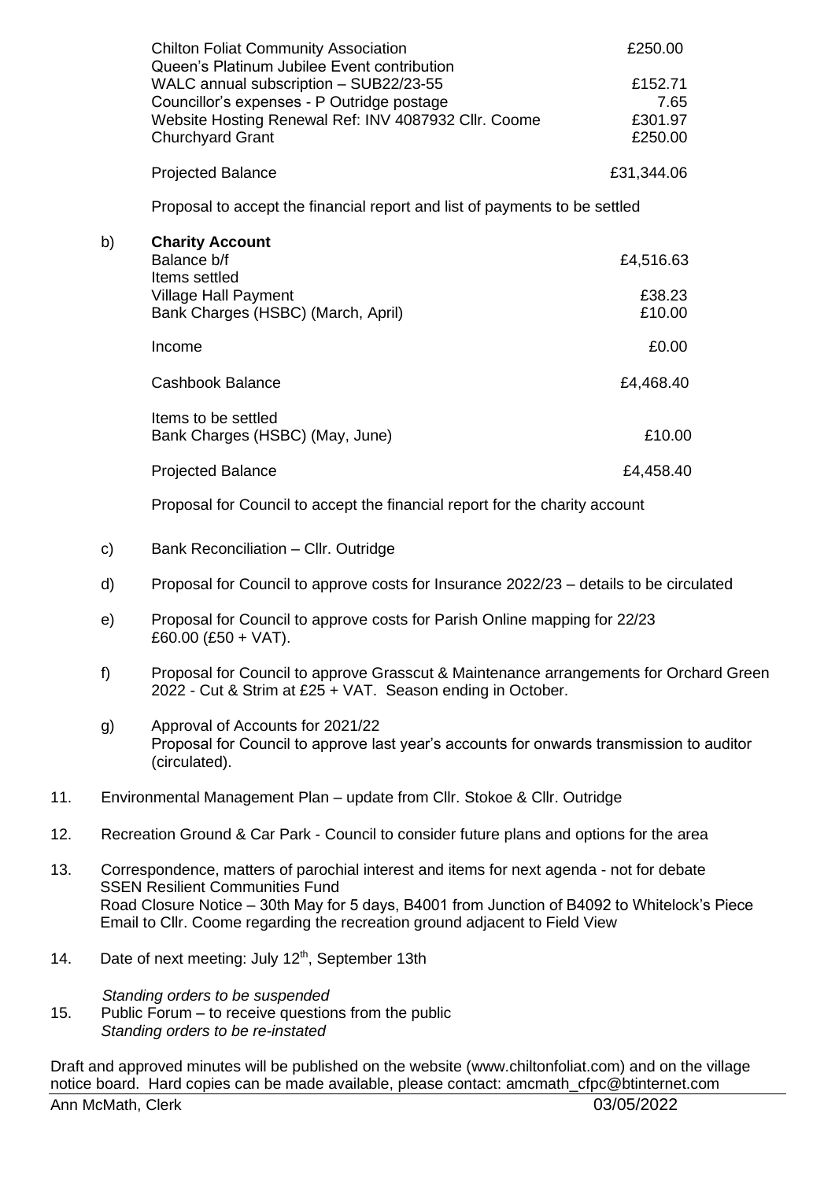| | |
|---|---|
| Chilton Foliat Community Association Queen's Platinum Jubilee Event contribution | £250.00 |
| WALC annual subscription – SUB22/23-55 | £152.71 |
| Councillor's expenses - P Outridge postage | 7.65 |
| Website Hosting Renewal Ref: INV 4087932 Cllr. Coome | £301.97 |
| Churchyard Grant | £250.00 |
| Projected Balance | £31,344.06 |

Proposal to accept the financial report and list of payments to be settled

b) **Charity Account**

| | |
|---|---|
| Balance b/f | £4,516.63 |
| Items settled | |
| Village Hall Payment | £38.23 |
| Bank Charges (HSBC) (March, April) | £10.00 |
| Income | £0.00 |
| Cashbook Balance | £4,468.40 |
| Items to be settled | |
| Bank Charges (HSBC) (May, June) | £10.00 |
| Projected Balance | £4,458.40 |

Proposal for Council to accept the financial report for the charity account

c) Bank Reconciliation – Cllr. Outridge

d) Proposal for Council to approve costs for Insurance 2022/23 – details to be circulated

e) Proposal for Council to approve costs for Parish Online mapping for 22/23 £60.00 (£50 + VAT).

f) Proposal for Council to approve Grasscut & Maintenance arrangements for Orchard Green 2022 - Cut & Strim at £25 + VAT. Season ending in October.

g) Approval of Accounts for 2021/22
Proposal for Council to approve last year's accounts for onwards transmission to auditor (circulated).

11. Environmental Management Plan – update from Cllr. Stokoe & Cllr. Outridge

12. Recreation Ground & Car Park - Council to consider future plans and options for the area

13. Correspondence, matters of parochial interest and items for next agenda - not for debate
SSEN Resilient Communities Fund
Road Closure Notice – 30th May for 5 days, B4001 from Junction of B4092 to Whitelock's Piece
Email to Cllr. Coome regarding the recreation ground adjacent to Field View

14. Date of next meeting: July 12th, September 13th

*Standing orders to be suspended*

15. Public Forum – to receive questions from the public

*Standing orders to be re-instated*

Draft and approved minutes will be published on the website (www.chiltonfoliat.com) and on the village notice board. Hard copies can be made available, please contact: amcmath_cfpc@btinternet.com

Ann McMath, Clerk 03/05/2022